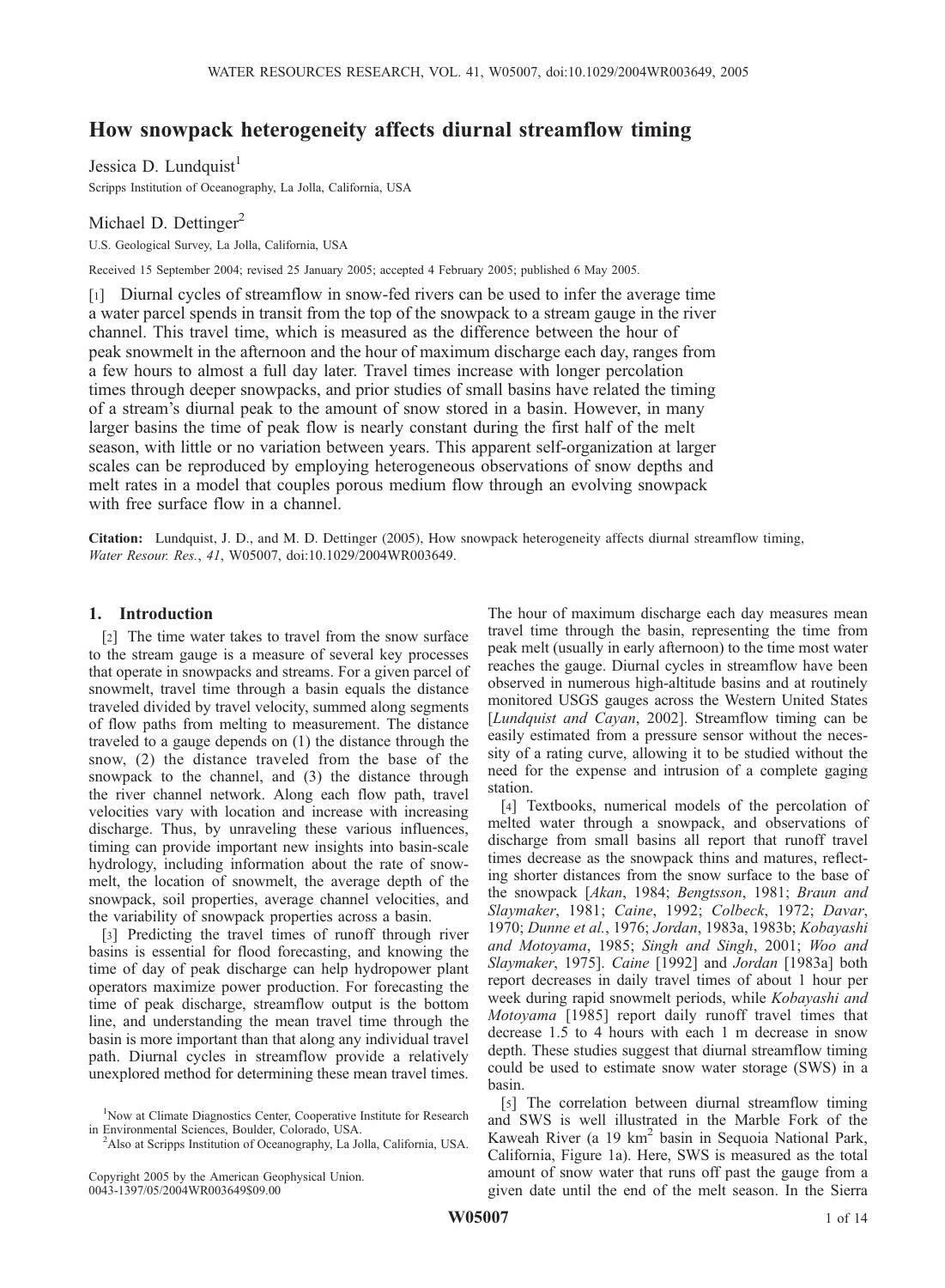# How snowpack heterogeneity affects diurnal streamflow timing

Jessica D. Lundquist[1]

Scripps Institution of Oceanography, La Jolla, California, USA

Michael D. Dettinger[2]

U.S. Geological Survey, La Jolla, California, USA

Received 15 September 2004; revised 25 January 2005; accepted 4 February 2005; published 6 May 2005.

[1] Diurnal cycles of streamflow in snow-fed rivers can be used to infer the average time a water parcel spends in transit from the top of the snowpack to a stream gauge in the river channel. This travel time, which is measured as the difference between the hour of peak snowmelt in the afternoon and the hour of maximum discharge each day, ranges from a few hours to almost a full day later. Travel times increase with longer percolation times through deeper snowpacks, and prior studies of small basins have related the timing of a stream's diurnal peak to the amount of snow stored in a basin. However, in many larger basins the time of peak flow is nearly constant during the first half of the melt season, with little or no variation between years. This apparent self-organization at larger scales can be reproduced by employing heterogeneous observations of snow depths and melt rates in a model that couples porous medium flow through an evolving snowpack with free surface flow in a channel.

**Citation:** Lundquist, J. D., and M. D. Dettinger (2005), How snowpack heterogeneity affects diurnal streamflow timing, *Water Resour. Res.*, *41*, W05007, doi:10.1029/2004WR003649.

## 1. Introduction

[2] The time water takes to travel from the snow surface to the stream gauge is a measure of several key processes that operate in snowpacks and streams. For a given parcel of snowmelt, travel time through a basin equals the distance traveled divided by travel velocity, summed along segments of flow paths from melting to measurement. The distance traveled to a gauge depends on (1) the distance through the snow, (2) the distance traveled from the base of the snowpack to the channel, and (3) the distance through the river channel network. Along each flow path, travel velocities vary with location and increase with increasing discharge. Thus, by unraveling these various influences, timing can provide important new insights into basin-scale hydrology, including information about the rate of snowmelt, the location of snowmelt, the average depth of the snowpack, soil properties, average channel velocities, and the variability of snowpack properties across a basin.

[3] Predicting the travel times of runoff through river basins is essential for flood forecasting, and knowing the time of day of peak discharge can help hydropower plant operators maximize power production. For forecasting the time of peak discharge, streamflow output is the bottom line, and understanding the mean travel time through the basin is more important than that along any individual travel path. Diurnal cycles in streamflow provide a relatively unexplored method for determining these mean travel times. The hour of maximum discharge each day measures mean travel time through the basin, representing the time from peak melt (usually in early afternoon) to the time most water reaches the gauge. Diurnal cycles in streamflow have been observed in numerous high-altitude basins and at routinely monitored USGS gauges across the Western United States [*Lundquist and Cayan*, 2002]. Streamflow timing can be easily estimated from a pressure sensor without the necessity of a rating curve, allowing it to be studied without the need for the expense and intrusion of a complete gaging station.

[4] Textbooks, numerical models of the percolation of melted water through a snowpack, and observations of discharge from small basins all report that runoff travel times decrease as the snowpack thins and matures, reflecting shorter distances from the snow surface to the base of the snowpack [*Akan*, 1984; *Bengtsson*, 1981; *Braun and Slaymaker*, 1981; *Caine*, 1992; *Colbeck*, 1972; *Davar*, 1970; *Dunne et al.*, 1976; *Jordan*, 1983a, 1983b; *Kobayashi and Motoyama*, 1985; *Singh and Singh*, 2001; *Woo and Slaymaker*, 1975]. *Caine* [1992] and *Jordan* [1983a] both report decreases in daily travel times of about 1 hour per week during rapid snowmelt periods, while *Kobayashi and Motoyama* [1985] report daily runoff travel times that decrease 1.5 to 4 hours with each 1 m decrease in snow depth. These studies suggest that diurnal streamflow timing could be used to estimate snow water storage (SWS) in a basin.

[5] The correlation between diurnal streamflow timing and SWS is well illustrated in the Marble Fork of the Kaweah River (a 19 km$^2$ basin in Sequoia National Park, California, Figure 1a). Here, SWS is measured as the total amount of snow water that runs off past the gauge from a given date until the end of the melt season. In the Sierra

[1] Now at Climate Diagnostics Center, Cooperative Institute for Research in Environmental Sciences, Boulder, Colorado, USA.

[2] Also at Scripps Institution of Oceanography, La Jolla, California, USA.

Copyright 2005 by the American Geophysical Union.
0043-1397/05/2004WR003649$09.00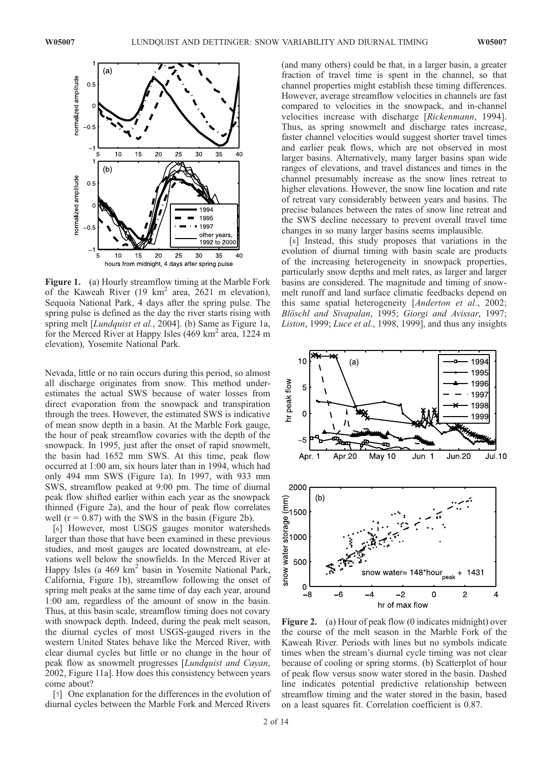**Figure 1.** (a) Hourly streamflow timing at the Marble Fork of the Kaweah River (19 km$^2$ area, 2621 m elevation), Sequoia National Park, 4 days after the spring pulse. The spring pulse is defined as the day the river starts rising with spring melt [*Lundquist et al.*, 2004]. (b) Same as Figure 1a, for the Merced River at Happy Isles (469 km$^2$ area, 1224 m elevation), Yosemite National Park.

Nevada, little or no rain occurs during this period, so almost all discharge originates from snow. This method underestimates the actual SWS because of water losses from direct evaporation from the snowpack and transpiration through the trees. However, the estimated SWS is indicative of mean snow depth in a basin. At the Marble Fork gauge, the hour of peak streamflow covaries with the depth of the snowpack. In 1995, just after the onset of rapid snowmelt, the basin had 1652 mm SWS. At this time, peak flow occurred at 1:00 am, six hours later than in 1994, which had only 494 mm SWS (Figure 1a). In 1997, with 933 mm SWS, streamflow peaked at 9:00 pm. The time of diurnal peak flow shifted earlier within each year as the snowpack thinned (Figure 2a), and the hour of peak flow correlates well ($r = 0.87$) with the SWS in the basin (Figure 2b).

[6] However, most USGS gauges monitor watersheds larger than those that have been examined in these previous studies, and most gauges are located downstream, at elevations well below the snowfields. In the Merced River at Happy Isles (a 469 km$^2$ basin in Yosemite National Park, California, Figure 1b), streamflow following the onset of spring melt peaks at the same time of day each year, around 1:00 am, regardless of the amount of snow in the basin. Thus, at this basin scale, streamflow timing does not covary with snowpack depth. Indeed, during the peak melt season, the diurnal cycles of most USGS-gauged rivers in the western United States behave like the Merced River, with clear diurnal cycles but little or no change in the hour of peak flow as snowmelt progresses [*Lundquist and Cayan*, 2002, Figure 11a]. How does this consistency between years come about?

[7] One explanation for the differences in the evolution of diurnal cycles between the Marble Fork and Merced Rivers (and many others) could be that, in a larger basin, a greater fraction of travel time is spent in the channel, so that channel properties might establish these timing differences. However, average streamflow velocities in channels are fast compared to velocities in the snowpack, and in-channel velocities increase with discharge [*Rickenmann*, 1994]. Thus, as spring snowmelt and discharge rates increase, faster channel velocities would suggest shorter travel times and earlier peak flows, which are not observed in most larger basins. Alternatively, many larger basins span wide ranges of elevations, and travel distances and times in the channel presumably increase as the snow lines retreat to higher elevations. However, the snow line location and rate of retreat vary considerably between years and basins. The precise balances between the rates of snow line retreat and the SWS decline necessary to prevent overall travel time changes in so many larger basins seems implausible.

[8] Instead, this study proposes that variations in the evolution of diurnal timing with basin scale are products of the increasing heterogeneity in snowpack properties, particularly snow depths and melt rates, as larger and larger basins are considered. The magnitude and timing of snowmelt runoff and land surface climatic feedbacks depend on this same spatial heterogeneity [*Anderton et al.*, 2002; *Blöschl and Sivapalan*, 1995; *Giorgi and Avissar*, 1997; *Liston*, 1999; *Luce et al.*, 1998, 1999], and thus any insights

**Figure 2.** (a) Hour of peak flow (0 indicates midnight) over the course of the melt season in the Marble Fork of the Kaweah River. Periods with lines but no symbols indicate times when the stream's diurnal cycle timing was not clear because of cooling or spring storms. (b) Scatterplot of hour of peak flow versus snow water stored in the basin. Dashed line indicates potential predictive relationship between streamflow timing and the water stored in the basin, based on a least squares fit. Correlation coefficient is 0.87.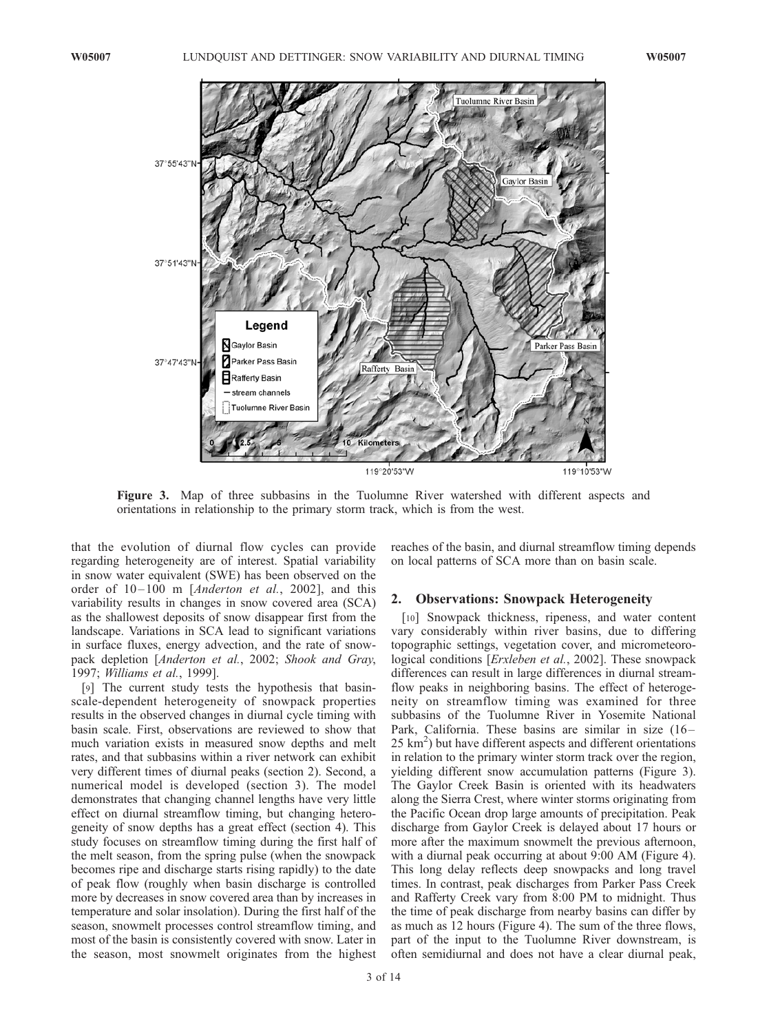Figure 3. Map of three subbasins in the Tuolumne River watershed with different aspects and orientations in relationship to the primary storm track, which is from the west.

that the evolution of diurnal flow cycles can provide regarding heterogeneity are of interest. Spatial variability in snow water equivalent (SWE) has been observed on the order of 10–100 m [*Anderton et al.*, 2002], and this variability results in changes in snow covered area (SCA) as the shallowest deposits of snow disappear first from the landscape. Variations in SCA lead to significant variations in surface fluxes, energy advection, and the rate of snowpack depletion [*Anderton et al.*, 2002; *Shook and Gray*, 1997; *Williams et al.*, 1999].

[9] The current study tests the hypothesis that basin-scale-dependent heterogeneity of snowpack properties results in the observed changes in diurnal cycle timing with basin scale. First, observations are reviewed to show that much variation exists in measured snow depths and melt rates, and that subbasins within a river network can exhibit very different times of diurnal peaks (section 2). Second, a numerical model is developed (section 3). The model demonstrates that changing channel lengths have very little effect on diurnal streamflow timing, but changing heterogeneity of snow depths has a great effect (section 4). This study focuses on streamflow timing during the first half of the melt season, from the spring pulse (when the snowpack becomes ripe and discharge starts rising rapidly) to the date of peak flow (roughly when basin discharge is controlled more by decreases in snow covered area than by increases in temperature and solar insolation). During the first half of the season, snowmelt processes control streamflow timing, and most of the basin is consistently covered with snow. Later in the season, most snowmelt originates from the highest reaches of the basin, and diurnal streamflow timing depends on local patterns of SCA more than on basin scale.

## 2. Observations: Snowpack Heterogeneity

[10] Snowpack thickness, ripeness, and water content vary considerably within river basins, due to differing topographic settings, vegetation cover, and micrometeorological conditions [*Erxleben et al.*, 2002]. These snowpack differences can result in large differences in diurnal streamflow peaks in neighboring basins. The effect of heterogeneity on streamflow timing was examined for three subbasins of the Tuolumne River in Yosemite National Park, California. These basins are similar in size (16–25 km$^2$) but have different aspects and different orientations in relation to the primary winter storm track over the region, yielding different snow accumulation patterns (Figure 3). The Gaylor Creek Basin is oriented with its headwaters along the Sierra Crest, where winter storms originating from the Pacific Ocean drop large amounts of precipitation. Peak discharge from Gaylor Creek is delayed about 17 hours or more after the maximum snowmelt the previous afternoon, with a diurnal peak occurring at about 9:00 AM (Figure 4). This long delay reflects deep snowpacks and long travel times. In contrast, peak discharges from Parker Pass Creek and Rafferty Creek vary from 8:00 PM to midnight. Thus the time of peak discharge from nearby basins can differ by as much as 12 hours (Figure 4). The sum of the three flows, part of the input to the Tuolumne River downstream, is often semidiurnal and does not have a clear diurnal peak,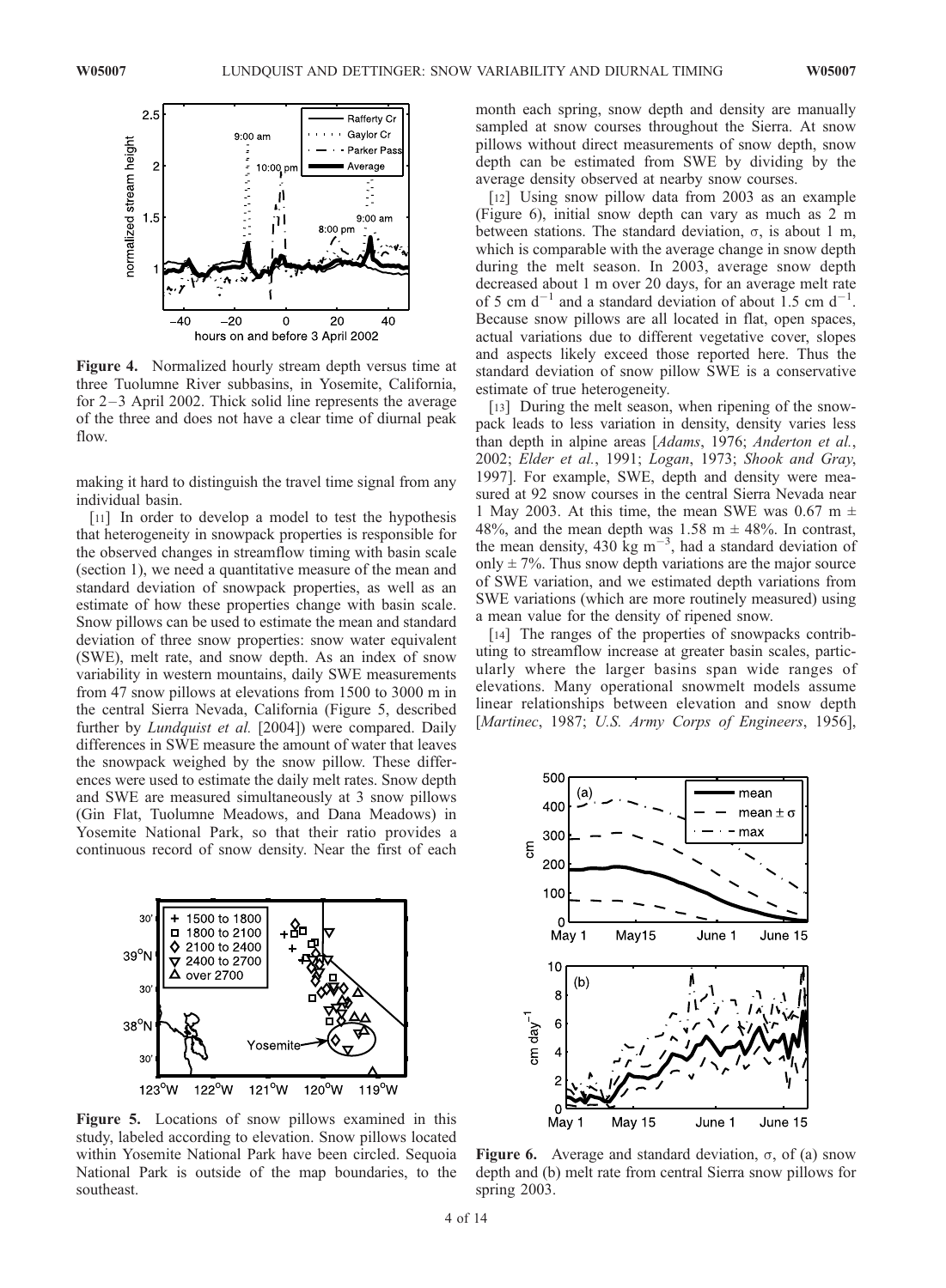Figure 4. Normalized hourly stream depth versus time at three Tuolumne River subbasins, in Yosemite, California, for 2–3 April 2002. Thick solid line represents the average of the three and does not have a clear time of diurnal peak flow.

making it hard to distinguish the travel time signal from any individual basin.

[11] In order to develop a model to test the hypothesis that heterogeneity in snowpack properties is responsible for the observed changes in streamflow timing with basin scale (section 1), we need a quantitative measure of the mean and standard deviation of snowpack properties, as well as an estimate of how these properties change with basin scale. Snow pillows can be used to estimate the mean and standard deviation of three snow properties: snow water equivalent (SWE), melt rate, and snow depth. As an index of snow variability in western mountains, daily SWE measurements from 47 snow pillows at elevations from 1500 to 3000 m in the central Sierra Nevada, California (Figure 5, described further by *Lundquist et al.* [2004]) were compared. Daily differences in SWE measure the amount of water that leaves the snowpack weighed by the snow pillow. These differences were used to estimate the daily melt rates. Snow depth and SWE are measured simultaneously at 3 snow pillows (Gin Flat, Tuolumne Meadows, and Dana Meadows) in Yosemite National Park, so that their ratio provides a continuous record of snow density. Near the first of each month each spring, snow depth and density are manually sampled at snow courses throughout the Sierra. At snow pillows without direct measurements of snow depth, snow depth can be estimated from SWE by dividing by the average density observed at nearby snow courses.

Figure 5. Locations of snow pillows examined in this study, labeled according to elevation. Snow pillows located within Yosemite National Park have been circled. Sequoia National Park is outside of the map boundaries, to the southeast.

[12] Using snow pillow data from 2003 as an example (Figure 6), initial snow depth can vary as much as 2 m between stations. The standard deviation, $\sigma$, is about 1 m, which is comparable with the average change in snow depth during the melt season. In 2003, average snow depth decreased about 1 m over 20 days, for an average melt rate of 5 cm $d^{-1}$ and a standard deviation of about 1.5 cm $d^{-1}$. Because snow pillows are all located in flat, open spaces, actual variations due to different vegetative cover, slopes and aspects likely exceed those reported here. Thus the standard deviation of snow pillow SWE is a conservative estimate of true heterogeneity.

[13] During the melt season, when ripening of the snowpack leads to less variation in density, density varies less than depth in alpine areas [*Adams*, 1976; *Anderton et al.*, 2002; *Elder et al.*, 1991; *Logan*, 1973; *Shook and Gray*, 1997]. For example, SWE, depth and density were measured at 92 snow courses in the central Sierra Nevada near 1 May 2003. At this time, the mean SWE was 0.67 m $\pm$ 48%, and the mean depth was 1.58 m $\pm$ 48%. In contrast, the mean density, 430 kg $m^{-3}$, had a standard deviation of only $\pm$ 7%. Thus snow depth variations are the major source of SWE variation, and we estimated depth variations from SWE variations (which are more routinely measured) using a mean value for the density of ripened snow.

[14] The ranges of the properties of snowpacks contributing to streamflow increase at greater basin scales, particularly where the larger basins span wide ranges of elevations. Many operational snowmelt models assume linear relationships between elevation and snow depth [*Martinec*, 1987; *U.S. Army Corps of Engineers*, 1956],

Figure 6. Average and standard deviation, $\sigma$, of (a) snow depth and (b) melt rate from central Sierra snow pillows for spring 2003.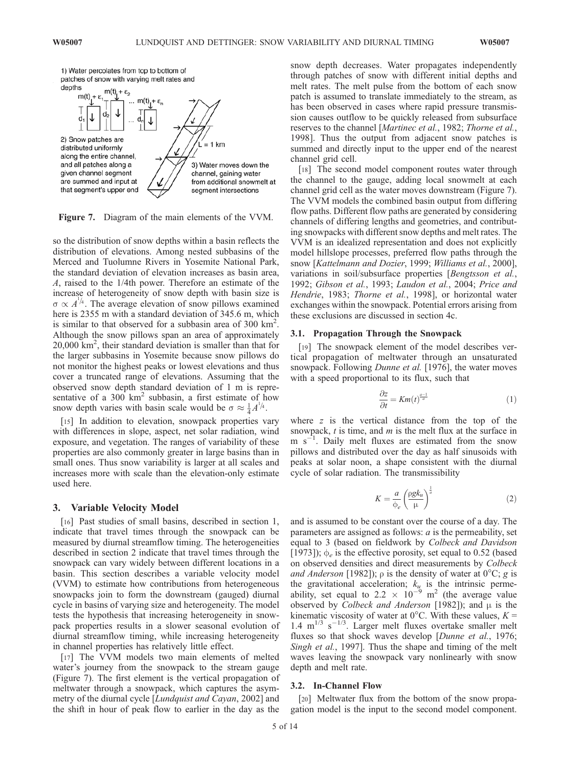1) Water percolates from top to bottom of patches of snow with varying melt rates and depths

2) Snow patches are distributed uniformly along the entire channel, and all patches along a given channel segment are summed and input at that segment's upper end

3) Water moves down the channel, gaining water from additional snowmelt at segment intersections

**Figure 7.** Diagram of the main elements of the VVM.

so the distribution of snow depths within a basin reflects the distribution of elevations. Among nested subbasins of the Merced and Tuolumne Rivers in Yosemite National Park, the standard deviation of elevation increases as basin area, $A$, raised to the 1/4th power. Therefore an estimate of the increase of heterogeneity of snow depth with basin size is $\sigma \propto A^{1/4}$. The average elevation of snow pillows examined here is 2355 m with a standard deviation of 345.6 m, which is similar to that observed for a subbasin area of 300 km$^2$. Although the snow pillows span an area of approximately 20,000 km$^2$, their standard deviation is smaller than that for the larger subbasins in Yosemite because snow pillows do not monitor the highest peaks or lowest elevations and thus cover a truncated range of elevations. Assuming that the observed snow depth standard deviation of 1 m is representative of a 300 km$^2$ subbasin, a first estimate of how snow depth varies with basin scale would be $\sigma \approx \frac{1}{4}A^{1/4}$.

[15] In addition to elevation, snowpack properties vary with differences in slope, aspect, net solar radiation, wind exposure, and vegetation. The ranges of variability of these properties are also commonly greater in large basins than in small ones. Thus snow variability is larger at all scales and increases more with scale than the elevation-only estimate used here.

## 3. Variable Velocity Model

[16] Past studies of small basins, described in section 1, indicate that travel times through the snowpack can be measured by diurnal streamflow timing. The heterogeneities described in section 2 indicate that travel times through the snowpack can vary widely between different locations in a basin. This section describes a variable velocity model (VVM) to estimate how contributions from heterogeneous snowpacks join to form the downstream (gauged) diurnal cycle in basins of varying size and heterogeneity. The model tests the hypothesis that increasing heterogeneity in snowpack properties results in a slower seasonal evolution of diurnal streamflow timing, while increasing heterogeneity in channel properties has relatively little effect.

[17] The VVM models two main elements of melted water's journey from the snowpack to the stream gauge (Figure 7). The first element is the vertical propagation of meltwater through a snowpack, which captures the asymmetry of the diurnal cycle [*Lundquist and Cayan*, 2002] and the shift in hour of peak flow to earlier in the day as the snow depth decreases. Water propagates independently through patches of snow with different initial depths and melt rates. The melt pulse from the bottom of each snow patch is assumed to translate immediately to the stream, as has been observed in cases where rapid pressure transmission causes outflow to be quickly released from subsurface reserves to the channel [*Martinec et al.*, 1982; *Thorne et al.*, 1998]. Thus the output from adjacent snow patches is summed and directly input to the upper end of the nearest channel grid cell.

[18] The second model component routes water through the channel to the gauge, adding local snowmelt at each channel grid cell as the water moves downstream (Figure 7). The VVM models the combined basin output from differing flow paths. Different flow paths are generated by considering channels of differing lengths and geometries, and contributing snowpacks with different snow depths and melt rates. The VVM is an idealized representation and does not explicitly model hillslope processes, preferred flow paths through the snow [*Kattelmann and Dozier*, 1999; *Williams et al.*, 2000], variations in soil/subsurface properties [*Bengtsson et al.*, 1992; *Gibson et al.*, 1993; *Laudon et al.*, 2004; *Price and Hendrie*, 1983; *Thorne et al.*, 1998], or horizontal water exchanges within the snowpack. Potential errors arising from these exclusions are discussed in section 4c.

### 3.1. Propagation Through the Snowpack

[19] The snowpack element of the model describes vertical propagation of meltwater through an unsaturated snowpack. Following *Dunne et al.* [1976], the water moves with a speed proportional to its flux, such that

$$\frac{\partial z}{\partial t} = Km(t)^{\frac{a-1}{a}} \tag{1}$$

where $z$ is the vertical distance from the top of the snowpack, $t$ is time, and $m$ is the melt flux at the surface in m s$^{-1}$. Daily melt fluxes are estimated from the snow pillows and distributed over the day as half sinusoids with peaks at solar noon, a shape consistent with the diurnal cycle of solar radiation. The transmissibility

$$K = \frac{a}{\phi_e}\left(\frac{\rho g k_u}{\mu}\right)^{\frac{1}{a}} \tag{2}$$

and is assumed to be constant over the course of a day. The parameters are assigned as follows: $a$ is the permeability, set equal to 3 (based on fieldwork by *Colbeck and Davidson* [1973]); $\phi_e$ is the effective porosity, set equal to 0.52 (based on observed densities and direct measurements by *Colbeck and Anderson* [1982]); $\rho$ is the density of water at 0°C; $g$ is the gravitational acceleration; $k_u$ is the intrinsic permeability, set equal to $2.2 \times 10^{-9}$ m$^2$ (the average value observed by *Colbeck and Anderson* [1982]); and $\mu$ is the kinematic viscosity of water at 0°C. With these values, $K$ = 1.4 m$^{1/3}$ s$^{-1/3}$. Larger melt fluxes overtake smaller melt fluxes so that shock waves develop [*Dunne et al.*, 1976; *Singh et al.*, 1997]. Thus the shape and timing of the melt waves leaving the snowpack vary nonlinearly with snow depth and melt rate.

### 3.2. In-Channel Flow

[20] Meltwater flux from the bottom of the snow propagation model is the input to the second model component.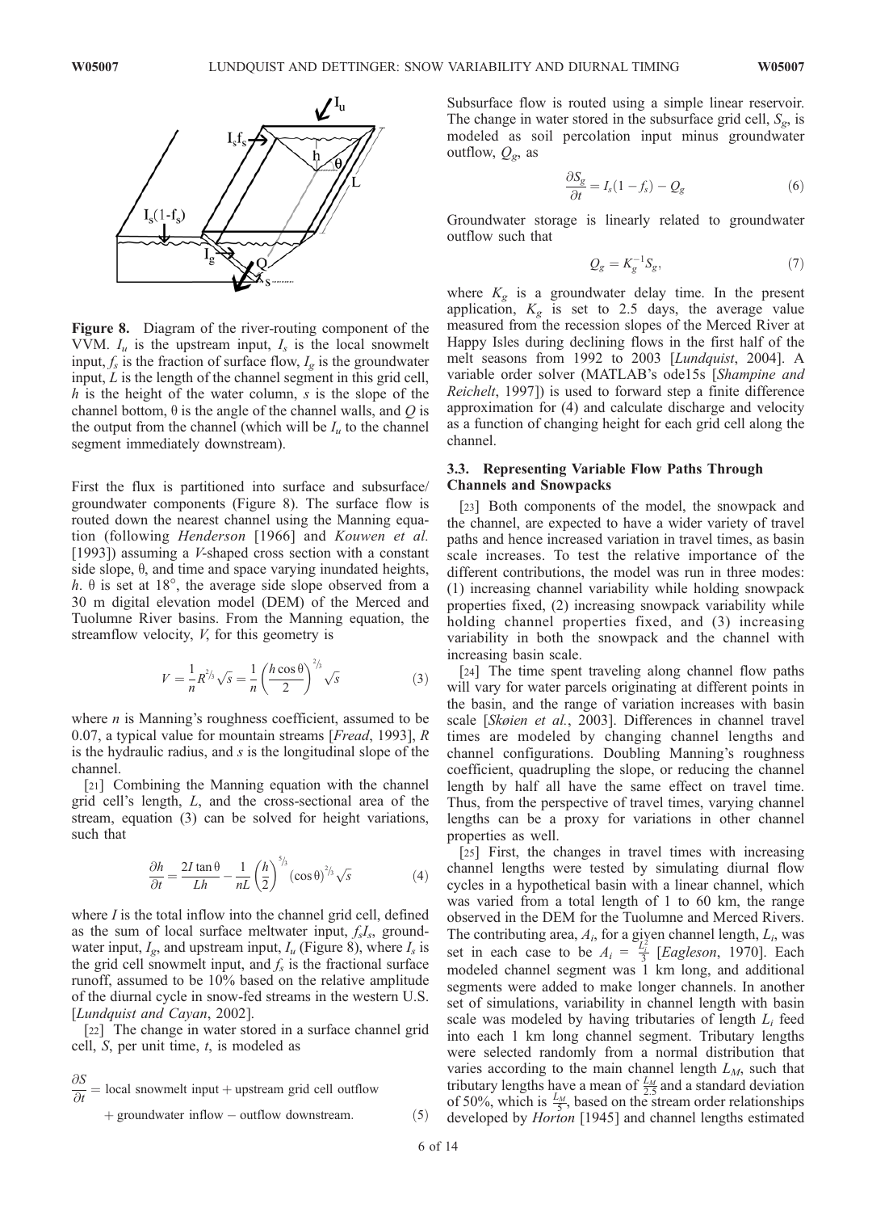**Figure 8.** Diagram of the river-routing component of the VVM. $I_u$ is the upstream input, $I_s$ is the local snowmelt input, $f_s$ is the fraction of surface flow, $I_g$ is the groundwater input, $L$ is the length of the channel segment in this grid cell, $h$ is the height of the water column, $s$ is the slope of the channel bottom, $\theta$ is the angle of the channel walls, and $Q$ is the output from the channel (which will be $I_u$ to the channel segment immediately downstream).

First the flux is partitioned into surface and subsurface/groundwater components (Figure 8). The surface flow is routed down the nearest channel using the Manning equation (following *Henderson* [1966] and *Kouwen et al.* [1993]) assuming a *V*-shaped cross section with a constant side slope, $\theta$, and time and space varying inundated heights, $h$. $\theta$ is set at 18°, the average side slope observed from a 30 m digital elevation model (DEM) of the Merced and Tuolumne River basins. From the Manning equation, the streamflow velocity, $V$, for this geometry is

$$V = \frac{1}{n} R^{2/3} \sqrt{s} = \frac{1}{n} \left( \frac{h \cos \theta}{2} \right)^{2/3} \sqrt{s} \tag{3}$$

where $n$ is Manning's roughness coefficient, assumed to be 0.07, a typical value for mountain streams [*Fread*, 1993], $R$ is the hydraulic radius, and $s$ is the longitudinal slope of the channel.

[21] Combining the Manning equation with the channel grid cell's length, $L$, and the cross-sectional area of the stream, equation (3) can be solved for height variations, such that

$$\frac{\partial h}{\partial t} = \frac{2I \tan \theta}{Lh} - \frac{1}{nL} \left( \frac{h}{2} \right)^{5/3} (\cos \theta)^{2/3} \sqrt{s} \tag{4}$$

where $I$ is the total inflow into the channel grid cell, defined as the sum of local surface meltwater input, $f_s I_s$, groundwater input, $I_g$, and upstream input, $I_u$ (Figure 8), where $I_s$ is the grid cell snowmelt input, and $f_s$ is the fractional surface runoff, assumed to be 10% based on the relative amplitude of the diurnal cycle in snow-fed streams in the western U.S. [*Lundquist and Cayan*, 2002].

[22] The change in water stored in a surface channel grid cell, $S$, per unit time, $t$, is modeled as

$$\frac{\partial S}{\partial t} = \text{local snowmelt input} + \text{upstream grid cell outflow} + \text{groundwater inflow} - \text{outflow downstream.} \tag{5}$$

Subsurface flow is routed using a simple linear reservoir. The change in water stored in the subsurface grid cell, $S_g$, is modeled as soil percolation input minus groundwater outflow, $Q_g$, as

$$\frac{\partial S_g}{\partial t} = I_s(1 - f_s) - Q_g \tag{6}$$

Groundwater storage is linearly related to groundwater outflow such that

$$Q_g = K_g^{-1} S_g, \tag{7}$$

where $K_g$ is a groundwater delay time. In the present application, $K_g$ is set to 2.5 days, the average value measured from the recession slopes of the Merced River at Happy Isles during declining flows in the first half of the melt seasons from 1992 to 2003 [*Lundquist*, 2004]. A variable order solver (MATLAB's ode15s [*Shampine and Reichelt*, 1997]) is used to forward step a finite difference approximation for (4) and calculate discharge and velocity as a function of changing height for each grid cell along the channel.

### 3.3. Representing Variable Flow Paths Through Channels and Snowpacks

[23] Both components of the model, the snowpack and the channel, are expected to have a wider variety of travel paths and hence increased variation in travel times, as basin scale increases. To test the relative importance of the different contributions, the model was run in three modes: (1) increasing channel variability while holding snowpack properties fixed, (2) increasing snowpack variability while holding channel properties fixed, and (3) increasing variability in both the snowpack and the channel with increasing basin scale.

[24] The time spent traveling along channel flow paths will vary for water parcels originating at different points in the basin, and the range of variation increases with basin scale [*Skøien et al.*, 2003]. Differences in channel travel times are modeled by changing channel lengths and channel configurations. Doubling Manning's roughness coefficient, quadrupling the slope, or reducing the channel length by half all have the same effect on travel time. Thus, from the perspective of travel times, varying channel lengths can be a proxy for variations in other channel properties as well.

[25] First, the changes in travel times with increasing channel lengths were tested by simulating diurnal flow cycles in a hypothetical basin with a linear channel, which was varied from a total length of 1 to 60 km, the range observed in the DEM for the Tuolumne and Merced Rivers. The contributing area, $A_i$, for a given channel length, $L_i$, was set in each case to be $A_i = \frac{L_i^2}{3}$ [*Eagleson*, 1970]. Each modeled channel segment was 1 km long, and additional segments were added to make longer channels. In another set of simulations, variability in channel length with basin scale was modeled by having tributaries of length $L_i$ feed into each 1 km long channel segment. Tributary lengths were selected randomly from a normal distribution that varies according to the main channel length $L_M$, such that tributary lengths have a mean of $\frac{L_M}{2.5}$ and a standard deviation of 50%, which is $\frac{L_M}{5}$, based on the stream order relationships developed by *Horton* [1945] and channel lengths estimated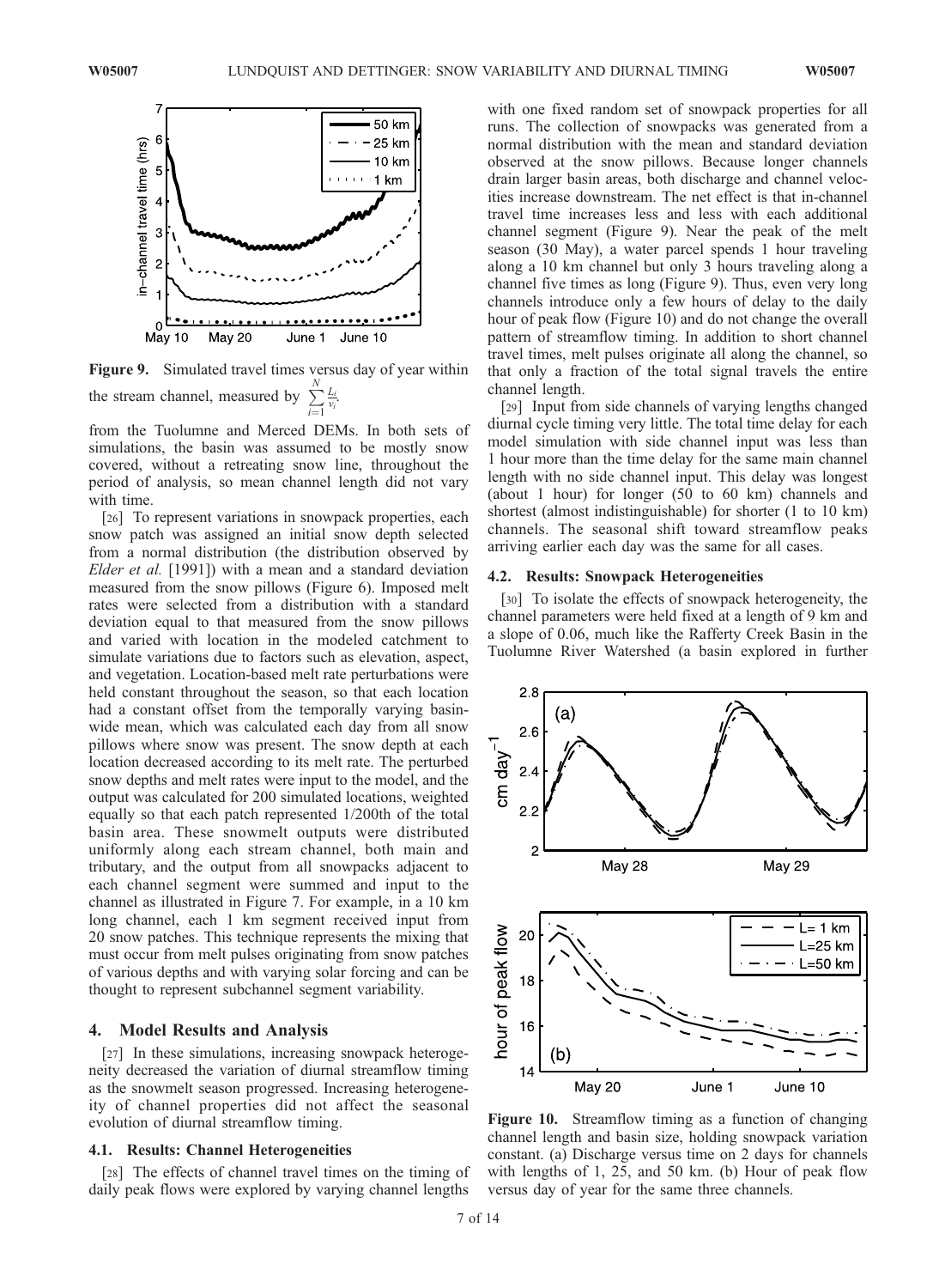**Figure 9.** Simulated travel times versus day of year within the stream channel, measured by $\sum_{i=1}^{N} \frac{L_i}{v_i}$.

from the Tuolumne and Merced DEMs. In both sets of simulations, the basin was assumed to be mostly snow covered, without a retreating snow line, throughout the period of analysis, so mean channel length did not vary with time.

[26] To represent variations in snowpack properties, each snow patch was assigned an initial snow depth selected from a normal distribution (the distribution observed by *Elder et al.* [1991]) with a mean and a standard deviation measured from the snow pillows (Figure 6). Imposed melt rates were selected from a distribution with a standard deviation equal to that measured from the snow pillows and varied with location in the modeled catchment to simulate variations due to factors such as elevation, aspect, and vegetation. Location-based melt rate perturbations were held constant throughout the season, so that each location had a constant offset from the temporally varying basin-wide mean, which was calculated each day from all snow pillows where snow was present. The snow depth at each location decreased according to its melt rate. The perturbed snow depths and melt rates were input to the model, and the output was calculated for 200 simulated locations, weighted equally so that each patch represented 1/200th of the total basin area. These snowmelt outputs were distributed uniformly along each stream channel, both main and tributary, and the output from all snowpacks adjacent to each channel segment were summed and input to the channel as illustrated in Figure 7. For example, in a 10 km long channel, each 1 km segment received input from 20 snow patches. This technique represents the mixing that must occur from melt pulses originating from snow patches of various depths and with varying solar forcing and can be thought to represent subchannel segment variability.

## 4. Model Results and Analysis

[27] In these simulations, increasing snowpack heterogeneity decreased the variation of diurnal streamflow timing as the snowmelt season progressed. Increasing heterogeneity of channel properties did not affect the seasonal evolution of diurnal streamflow timing.

### 4.1. Results: Channel Heterogeneities

[28] The effects of channel travel times on the timing of daily peak flows were explored by varying channel lengths with one fixed random set of snowpack properties for all runs. The collection of snowpacks was generated from a normal distribution with the mean and standard deviation observed at the snow pillows. Because longer channels drain larger basin areas, both discharge and channel velocities increase downstream. The net effect is that in-channel travel time increases less and less with each additional channel segment (Figure 9). Near the peak of the melt season (30 May), a water parcel spends 1 hour traveling along a 10 km channel but only 3 hours traveling along a channel five times as long (Figure 9). Thus, even very long channels introduce only a few hours of delay to the daily hour of peak flow (Figure 10) and do not change the overall pattern of streamflow timing. In addition to short channel travel times, melt pulses originate all along the channel, so that only a fraction of the total signal travels the entire channel length.

[29] Input from side channels of varying lengths changed diurnal cycle timing very little. The total time delay for each model simulation with side channel input was less than 1 hour more than the time delay for the same main channel length with no side channel input. This delay was longest (about 1 hour) for longer (50 to 60 km) channels and shortest (almost indistinguishable) for shorter (1 to 10 km) channels. The seasonal shift toward streamflow peaks arriving earlier each day was the same for all cases.

### 4.2. Results: Snowpack Heterogeneities

[30] To isolate the effects of snowpack heterogeneity, the channel parameters were held fixed at a length of 9 km and a slope of 0.06, much like the Rafferty Creek Basin in the Tuolumne River Watershed (a basin explored in further

**Figure 10.** Streamflow timing as a function of changing channel length and basin size, holding snowpack variation constant. (a) Discharge versus time on 2 days for channels with lengths of 1, 25, and 50 km. (b) Hour of peak flow versus day of year for the same three channels.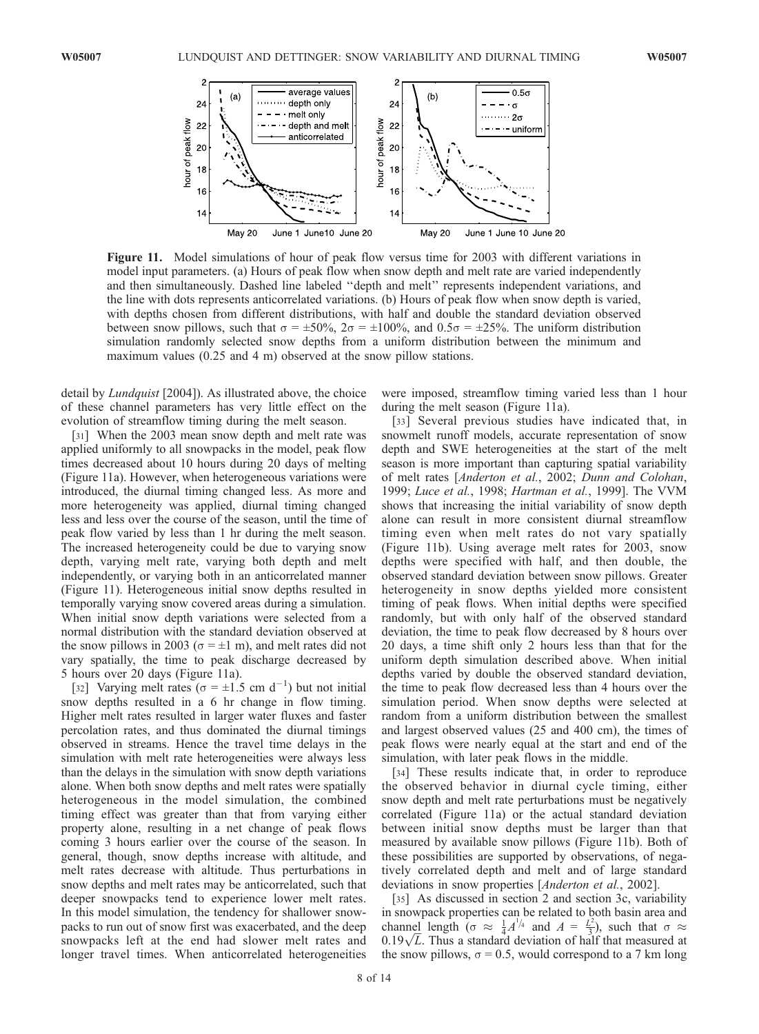**Figure 11.** Model simulations of hour of peak flow versus time for 2003 with different variations in model input parameters. (a) Hours of peak flow when snow depth and melt rate are varied independently and then simultaneously. Dashed line labeled "depth and melt" represents independent variations, and the line with dots represents anticorrelated variations. (b) Hours of peak flow when snow depth is varied, with depths chosen from different distributions, with half and double the standard deviation observed between snow pillows, such that $\sigma = \pm 50\%$, $2\sigma = \pm 100\%$, and $0.5\sigma = \pm 25\%$. The uniform distribution simulation randomly selected snow depths from a uniform distribution between the minimum and maximum values (0.25 and 4 m) observed at the snow pillow stations.

detail by *Lundquist* [2004]). As illustrated above, the choice of these channel parameters has very little effect on the evolution of streamflow timing during the melt season.

[31] When the 2003 mean snow depth and melt rate was applied uniformly to all snowpacks in the model, peak flow times decreased about 10 hours during 20 days of melting (Figure 11a). However, when heterogeneous variations were introduced, the diurnal timing changed less. As more and more heterogeneity was applied, diurnal timing changed less and less over the course of the season, until the time of peak flow varied by less than 1 hr during the melt season. The increased heterogeneity could be due to varying snow depth, varying melt rate, varying both depth and melt independently, or varying both in an anticorrelated manner (Figure 11). Heterogeneous initial snow depths resulted in temporally varying snow covered areas during a simulation. When initial snow depth variations were selected from a normal distribution with the standard deviation observed at the snow pillows in 2003 ($\sigma = \pm 1$ m), and melt rates did not vary spatially, the time to peak discharge decreased by 5 hours over 20 days (Figure 11a).

[32] Varying melt rates ($\sigma = \pm 1.5$ cm d$^{-1}$) but not initial snow depths resulted in a 6 hr change in flow timing. Higher melt rates resulted in larger water fluxes and faster percolation rates, and thus dominated the diurnal timings observed in streams. Hence the travel time delays in the simulation with melt rate heterogeneities were always less than the delays in the simulation with snow depth variations alone. When both snow depths and melt rates were spatially heterogeneous in the model simulation, the combined timing effect was greater than that from varying either property alone, resulting in a net change of peak flows coming 3 hours earlier over the course of the season. In general, though, snow depths increase with altitude, and melt rates decrease with altitude. Thus perturbations in snow depths and melt rates may be anticorrelated, such that deeper snowpacks tend to experience lower melt rates. In this model simulation, the tendency for shallower snowpacks to run out of snow first was exacerbated, and the deep snowpacks left at the end had slower melt rates and longer travel times. When anticorrelated heterogeneities were imposed, streamflow timing varied less than 1 hour during the melt season (Figure 11a).

[33] Several previous studies have indicated that, in snowmelt runoff models, accurate representation of snow depth and SWE heterogeneities at the start of the melt season is more important than capturing spatial variability of melt rates [*Anderton et al.*, 2002; *Dunn and Colohan*, 1999; *Luce et al.*, 1998; *Hartman et al.*, 1999]. The VVM shows that increasing the initial variability of snow depth alone can result in more consistent diurnal streamflow timing even when melt rates do not vary spatially (Figure 11b). Using average melt rates for 2003, snow depths were specified with half, and then double, the observed standard deviation between snow pillows. Greater heterogeneity in snow depths yielded more consistent timing of peak flows. When initial depths were specified randomly, but with only half of the observed standard deviation, the time to peak flow decreased by 8 hours over 20 days, a time shift only 2 hours less than that for the uniform depth simulation described above. When initial depths varied by double the observed standard deviation, the time to peak flow decreased less than 4 hours over the simulation period. When snow depths were selected at random from a uniform distribution between the smallest and largest observed values (25 and 400 cm), the times of peak flows were nearly equal at the start and end of the simulation, with later peak flows in the middle.

[34] These results indicate that, in order to reproduce the observed behavior in diurnal cycle timing, either snow depth and melt rate perturbations must be negatively correlated (Figure 11a) or the actual standard deviation between initial snow depths must be larger than that measured by available snow pillows (Figure 11b). Both of these possibilities are supported by observations, of negatively correlated depth and melt and of large standard deviations in snow properties [*Anderton et al.*, 2002].

[35] As discussed in section 2 and section 3c, variability in snowpack properties can be related to both basin area and channel length ($\sigma \approx \frac{1}{4}A^{1/4}$ and $A = \frac{L^2}{3}$), such that $\sigma \approx 0.19\sqrt{L}$. Thus a standard deviation of half that measured at the snow pillows, $\sigma = 0.5$, would correspond to a 7 km long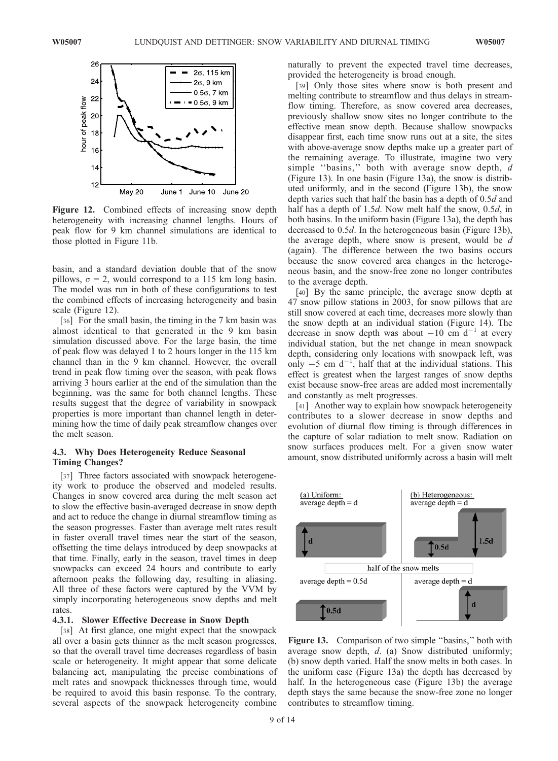Figure 12. Combined effects of increasing snow depth heterogeneity with increasing channel lengths. Hours of peak flow for 9 km channel simulations are identical to those plotted in Figure 11b.

basin, and a standard deviation double that of the snow pillows, $\sigma = 2$, would correspond to a 115 km long basin. The model was run in both of these configurations to test the combined effects of increasing heterogeneity and basin scale (Figure 12).

[36] For the small basin, the timing in the 7 km basin was almost identical to that generated in the 9 km basin simulation discussed above. For the large basin, the time of peak flow was delayed 1 to 2 hours longer in the 115 km channel than in the 9 km channel. However, the overall trend in peak flow timing over the season, with peak flows arriving 3 hours earlier at the end of the simulation than the beginning, was the same for both channel lengths. These results suggest that the degree of variability in snowpack properties is more important than channel length in determining how the time of daily peak streamflow changes over the melt season.

### 4.3. Why Does Heterogeneity Reduce Seasonal Timing Changes?

[37] Three factors associated with snowpack heterogeneity work to produce the observed and modeled results. Changes in snow covered area during the melt season act to slow the effective basin-averaged decrease in snow depth and act to reduce the change in diurnal streamflow timing as the season progresses. Faster than average melt rates result in faster overall travel times near the start of the season, offsetting the time delays introduced by deep snowpacks at that time. Finally, early in the season, travel times in deep snowpacks can exceed 24 hours and contribute to early afternoon peaks the following day, resulting in aliasing. All three of these factors were captured by the VVM by simply incorporating heterogeneous snow depths and melt rates.

#### 4.3.1. Slower Effective Decrease in Snow Depth

[38] At first glance, one might expect that the snowpack all over a basin gets thinner as the melt season progresses, so that the overall travel time decreases regardless of basin scale or heterogeneity. It might appear that some delicate balancing act, manipulating the precise combinations of melt rates and snowpack thicknesses through time, would be required to avoid this basin response. To the contrary, several aspects of the snowpack heterogeneity combine naturally to prevent the expected travel time decreases, provided the heterogeneity is broad enough.

[39] Only those sites where snow is both present and melting contribute to streamflow and thus delays in streamflow timing. Therefore, as snow covered area decreases, previously shallow snow sites no longer contribute to the effective mean snow depth. Because shallow snowpacks disappear first, each time snow runs out at a site, the sites with above-average snow depths make up a greater part of the remaining average. To illustrate, imagine two very simple "basins," both with average snow depth, $d$ (Figure 13). In one basin (Figure 13a), the snow is distributed uniformly, and in the second (Figure 13b), the snow depth varies such that half the basin has a depth of $0.5d$ and half has a depth of $1.5d$. Now melt half the snow, $0.5d$, in both basins. In the uniform basin (Figure 13a), the depth has decreased to $0.5d$. In the heterogeneous basin (Figure 13b), the average depth, where snow is present, would be $d$ (again). The difference between the two basins occurs because the snow covered area changes in the heterogeneous basin, and the snow-free zone no longer contributes to the average depth.

[40] By the same principle, the average snow depth at 47 snow pillow stations in 2003, for snow pillows that are still snow covered at each time, decreases more slowly than the snow depth at an individual station (Figure 14). The decrease in snow depth was about $-10$ cm d$^{-1}$ at every individual station, but the net change in mean snowpack depth, considering only locations with snowpack left, was only $-5$ cm d$^{-1}$, half that at the individual stations. This effect is greatest when the largest ranges of snow depths exist because snow-free areas are added most incrementally and constantly as melt progresses.

[41] Another way to explain how snowpack heterogeneity contributes to a slower decrease in snow depths and evolution of diurnal flow timing is through differences in the capture of solar radiation to melt snow. Radiation on snow surfaces produces melt. For a given snow water amount, snow distributed uniformly across a basin will melt

Figure 13. Comparison of two simple "basins," both with average snow depth, $d$. (a) Snow distributed uniformly; (b) snow depth varied. Half the snow melts in both cases. In the uniform case (Figure 13a) the depth has decreased by half. In the heterogeneous case (Figure 13b) the average depth stays the same because the snow-free zone no longer contributes to streamflow timing.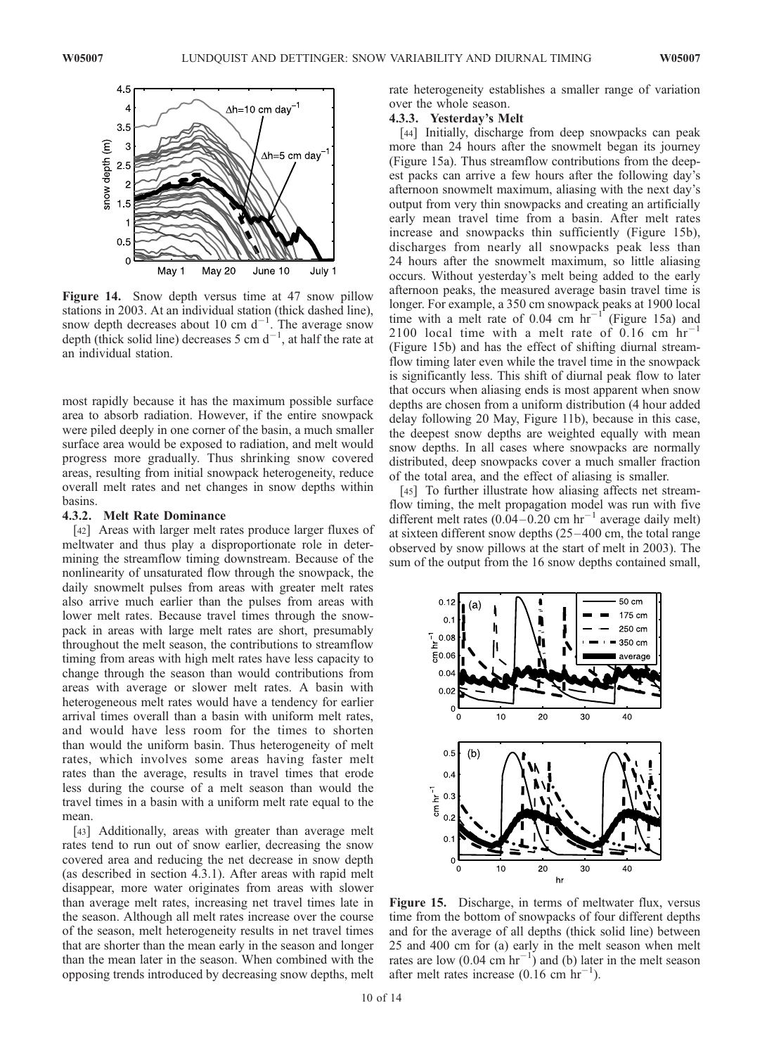4.5
4
3.5
3
2.5
2
1.5
1
0.5
0
snow depth (m)
Δh=10 cm day$^{-1}$
Δh=5 cm day$^{-1}$
May 1
May 20
June 10
July 1

**Figure 14.** Snow depth versus time at 47 snow pillow stations in 2003. At an individual station (thick dashed line), snow depth decreases about 10 cm d$^{-1}$. The average snow depth (thick solid line) decreases 5 cm d$^{-1}$, at half the rate at an individual station.

most rapidly because it has the maximum possible surface area to absorb radiation. However, if the entire snowpack were piled deeply in one corner of the basin, a much smaller surface area would be exposed to radiation, and melt would progress more gradually. Thus shrinking snow covered areas, resulting from initial snowpack heterogeneity, reduce overall melt rates and net changes in snow depths within basins.

#### 4.3.2. Melt Rate Dominance

[42] Areas with larger melt rates produce larger fluxes of meltwater and thus play a disproportionate role in determining the streamflow timing downstream. Because of the nonlinearity of unsaturated flow through the snowpack, the daily snowmelt pulses from areas with greater melt rates also arrive much earlier than the pulses from areas with lower melt rates. Because travel times through the snowpack in areas with large melt rates are short, presumably throughout the melt season, the contributions to streamflow timing from areas with high melt rates have less capacity to change through the season than would contributions from areas with average or slower melt rates. A basin with heterogeneous melt rates would have a tendency for earlier arrival times overall than a basin with uniform melt rates, and would have less room for the times to shorten than would the uniform basin. Thus heterogeneity of melt rates, which involves some areas having faster melt rates than the average, results in travel times that erode less during the course of a melt season than would the travel times in a basin with a uniform melt rate equal to the mean.

[43] Additionally, areas with greater than average melt rates tend to run out of snow earlier, decreasing the snow covered area and reducing the net decrease in snow depth (as described in section 4.3.1). After areas with rapid melt disappear, more water originates from areas with slower than average melt rates, increasing net travel times late in the season. Although all melt rates increase over the course of the season, melt heterogeneity results in net travel times that are shorter than the mean early in the season and longer than the mean later in the season. When combined with the opposing trends introduced by decreasing snow depths, melt rate heterogeneity establishes a smaller range of variation over the whole season.

#### 4.3.3. Yesterday's Melt

[44] Initially, discharge from deep snowpacks can peak more than 24 hours after the snowmelt began its journey (Figure 15a). Thus streamflow contributions from the deepest packs can arrive a few hours after the following day's afternoon snowmelt maximum, aliasing with the next day's output from very thin snowpacks and creating an artificially early mean travel time from a basin. After melt rates increase and snowpacks thin sufficiently (Figure 15b), discharges from nearly all snowpacks peak less than 24 hours after the snowmelt maximum, so little aliasing occurs. Without yesterday's melt being added to the early afternoon peaks, the measured average basin travel time is longer. For example, a 350 cm snowpack peaks at 1900 local time with a melt rate of 0.04 cm hr$^{-1}$ (Figure 15a) and 2100 local time with a melt rate of 0.16 cm hr$^{-1}$ (Figure 15b) and has the effect of shifting diurnal streamflow timing later even while the travel time in the snowpack is significantly less. This shift of diurnal peak flow to later that occurs when aliasing ends is most apparent when snow depths are chosen from a uniform distribution (4 hour added delay following 20 May, Figure 11b), because in this case, the deepest snow depths are weighted equally with mean snow depths. In all cases where snowpacks are normally distributed, deep snowpacks cover a much smaller fraction of the total area, and the effect of aliasing is smaller.

[45] To further illustrate how aliasing affects net streamflow timing, the melt propagation model was run with five different melt rates (0.04–0.20 cm hr$^{-1}$ average daily melt) at sixteen different snow depths (25–400 cm, the total range observed by snow pillows at the start of melt in 2003). The sum of the output from the 16 snow depths contained small,

(a)
0.12
0.1
0.08
0.06
0.04
0.02
0
cm hr$^{-1}$
0
10
20
30
40
50 cm
175 cm
250 cm
350 cm
average

(b)
0.5
0.4
0.3
0.2
0.1
0
cm hr$^{-1}$
0
10
20
30
40
hr

**Figure 15.** Discharge, in terms of meltwater flux, versus time from the bottom of snowpacks of four different depths and for the average of all depths (thick solid line) between 25 and 400 cm for (a) early in the melt season when melt rates are low (0.04 cm hr$^{-1}$) and (b) later in the melt season after melt rates increase (0.16 cm hr$^{-1}$).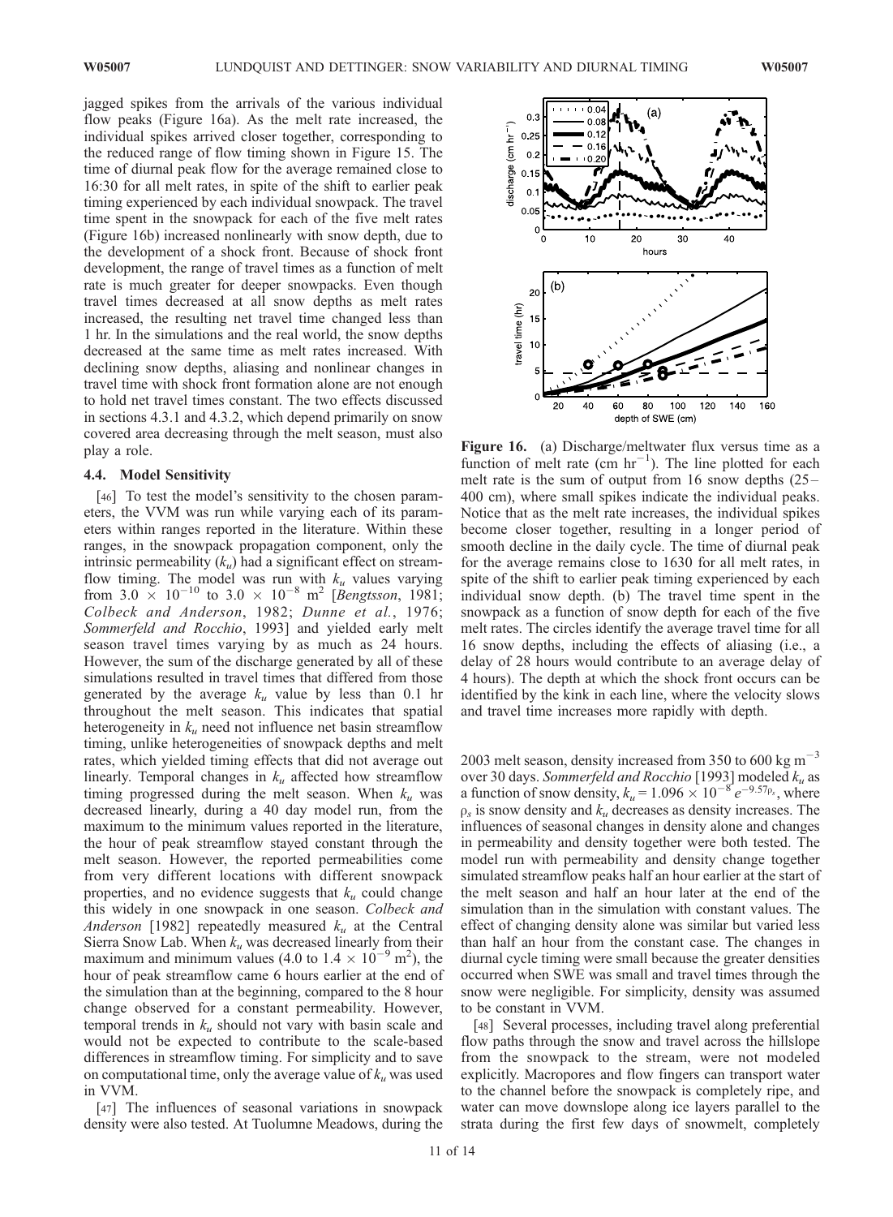jagged spikes from the arrivals of the various individual flow peaks (Figure 16a). As the melt rate increased, the individual spikes arrived closer together, corresponding to the reduced range of flow timing shown in Figure 15. The time of diurnal peak flow for the average remained close to 16:30 for all melt rates, in spite of the shift to earlier peak timing experienced by each individual snowpack. The travel time spent in the snowpack for each of the five melt rates (Figure 16b) increased nonlinearly with snow depth, due to the development of a shock front. Because of shock front development, the range of travel times as a function of melt rate is much greater for deeper snowpacks. Even though travel times decreased at all snow depths as melt rates increased, the resulting net travel time changed less than 1 hr. In the simulations and the real world, the snow depths decreased at the same time as melt rates increased. With declining snow depths, aliasing and nonlinear changes in travel time with shock front formation alone are not enough to hold net travel times constant. The two effects discussed in sections 4.3.1 and 4.3.2, which depend primarily on snow covered area decreasing through the melt season, must also play a role.

Figure 16. (a) Discharge/meltwater flux versus time as a function of melt rate (cm hr$^{-1}$). The line plotted for each melt rate is the sum of output from 16 snow depths (25–400 cm), where small spikes indicate the individual peaks. Notice that as the melt rate increases, the individual spikes become closer together, resulting in a longer period of smooth decline in the daily cycle. The time of diurnal peak for the average remains close to 1630 for all melt rates, in spite of the shift to earlier peak timing experienced by each individual snow depth. (b) The travel time spent in the snowpack as a function of snow depth for each of the five melt rates. The circles identify the average travel time for all 16 snow depths, including the effects of aliasing (i.e., a delay of 28 hours would contribute to an average delay of 4 hours). The depth at which the shock front occurs can be identified by the kink in each line, where the velocity slows and travel time increases more rapidly with depth.

## 4.4. Model Sensitivity

[46] To test the model's sensitivity to the chosen parameters, the VVM was run while varying each of its parameters within ranges reported in the literature. Within these ranges, in the snowpack propagation component, only the intrinsic permeability ($k_u$) had a significant effect on streamflow timing. The model was run with $k_u$ values varying from $3.0 \times 10^{-10}$ to $3.0 \times 10^{-8}$ m$^2$ [*Bengtsson*, 1981; *Colbeck and Anderson*, 1982; *Dunne et al.*, 1976; *Sommerfeld and Rocchio*, 1993] and yielded early melt season travel times varying by as much as 24 hours. However, the sum of the discharge generated by all of these simulations resulted in travel times that differed from those generated by the average $k_u$ value by less than 0.1 hr throughout the melt season. This indicates that spatial heterogeneity in $k_u$ need not influence net basin streamflow timing, unlike heterogeneities of snowpack depths and melt rates, which yielded timing effects that did not average out linearly. Temporal changes in $k_u$ affected how streamflow timing progressed during the melt season. When $k_u$ was decreased linearly, during a 40 day model run, from the maximum to the minimum values reported in the literature, the hour of peak streamflow stayed constant through the melt season. However, the reported permeabilities come from very different locations with different snowpack properties, and no evidence suggests that $k_u$ could change this widely in one snowpack in one season. *Colbeck and Anderson* [1982] repeatedly measured $k_u$ at the Central Sierra Snow Lab. When $k_u$ was decreased linearly from their maximum and minimum values (4.0 to $1.4 \times 10^{-9}$ m$^2$), the hour of peak streamflow came 6 hours earlier at the end of the simulation than at the beginning, compared to the 8 hour change observed for a constant permeability. However, temporal trends in $k_u$ should not vary with basin scale and would not be expected to contribute to the scale-based differences in streamflow timing. For simplicity and to save on computational time, only the average value of $k_u$ was used in VVM.

[47] The influences of seasonal variations in snowpack density were also tested. At Tuolumne Meadows, during the 2003 melt season, density increased from 350 to 600 kg m$^{-3}$ over 30 days. *Sommerfeld and Rocchio* [1993] modeled $k_u$ as a function of snow density, $k_u = 1.096 \times 10^{-8} e^{-9.57\rho_s}$, where $\rho_s$ is snow density and $k_u$ decreases as density increases. The influences of seasonal changes in density alone and changes in permeability and density together were both tested. The model run with permeability and density change together simulated streamflow peaks half an hour earlier at the start of the melt season and half an hour later at the end of the simulation than in the simulation with constant values. The effect of changing density alone was similar but varied less than half an hour from the constant case. The changes in diurnal cycle timing were small because the greater densities occurred when SWE was small and travel times through the snow were negligible. For simplicity, density was assumed to be constant in VVM.

[48] Several processes, including travel along preferential flow paths through the snow and travel across the hillslope from the snowpack to the stream, were not modeled explicitly. Macropores and flow fingers can transport water to the channel before the snowpack is completely ripe, and water can move downslope along ice layers parallel to the strata during the first few days of snowmelt, completely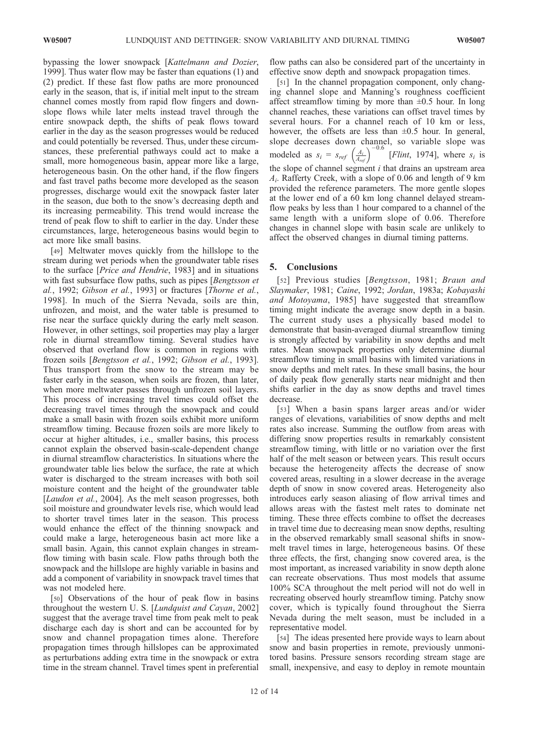bypassing the lower snowpack [*Kattelmann and Dozier*, 1999]. Thus water flow may be faster than equations (1) and (2) predict. If these fast flow paths are more pronounced early in the season, that is, if initial melt input to the stream channel comes mostly from rapid flow fingers and downslope flows while later melts instead travel through the entire snowpack depth, the shifts of peak flows toward earlier in the day as the season progresses would be reduced and could potentially be reversed. Thus, under these circumstances, these preferential pathways could act to make a small, more homogeneous basin, appear more like a large, heterogeneous basin. On the other hand, if the flow fingers and fast travel paths become more developed as the season progresses, discharge would exit the snowpack faster later in the season, due both to the snow's decreasing depth and its increasing permeability. This trend would increase the trend of peak flow to shift to earlier in the day. Under these circumstances, large, heterogeneous basins would begin to act more like small basins.

[49] Meltwater moves quickly from the hillslope to the stream during wet periods when the groundwater table rises to the surface [*Price and Hendrie*, 1983] and in situations with fast subsurface flow paths, such as pipes [*Bengtsson et al.*, 1992; *Gibson et al.*, 1993] or fractures [*Thorne et al.*, 1998]. In much of the Sierra Nevada, soils are thin, unfrozen, and moist, and the water table is presumed to rise near the surface quickly during the early melt season. However, in other settings, soil properties may play a larger role in diurnal streamflow timing. Several studies have observed that overland flow is common in regions with frozen soils [*Bengtsson et al.*, 1992; *Gibson et al.*, 1993]. Thus transport from the snow to the stream may be faster early in the season, when soils are frozen, than later, when more meltwater passes through unfrozen soil layers. This process of increasing travel times could offset the decreasing travel times through the snowpack and could make a small basin with frozen soils exhibit more uniform streamflow timing. Because frozen soils are more likely to occur at higher altitudes, i.e., smaller basins, this process cannot explain the observed basin-scale-dependent change in diurnal streamflow characteristics. In situations where the groundwater table lies below the surface, the rate at which water is discharged to the stream increases with both soil moisture content and the height of the groundwater table [*Laudon et al.*, 2004]. As the melt season progresses, both soil moisture and groundwater levels rise, which would lead to shorter travel times later in the season. This process would enhance the effect of the thinning snowpack and could make a large, heterogeneous basin act more like a small basin. Again, this cannot explain changes in streamflow timing with basin scale. Flow paths through both the snowpack and the hillslope are highly variable in basins and add a component of variability in snowpack travel times that was not modeled here.

[50] Observations of the hour of peak flow in basins throughout the western U. S. [*Lundquist and Cayan*, 2002] suggest that the average travel time from peak melt to peak discharge each day is short and can be accounted for by snow and channel propagation times alone. Therefore propagation times through hillslopes can be approximated as perturbations adding extra time in the snowpack or extra time in the stream channel. Travel times spent in preferential flow paths can also be considered part of the uncertainty in effective snow depth and snowpack propagation times.

[51] In the channel propagation component, only changing channel slope and Manning's roughness coefficient affect streamflow timing by more than ±0.5 hour. In long channel reaches, these variations can offset travel times by several hours. For a channel reach of 10 km or less, however, the offsets are less than ±0.5 hour. In general, slope decreases down channel, so variable slope was modeled as $s_i = s_{ref}\left(\frac{A_i}{A_{ref}}\right)^{-0.6}$ [*Flint*, 1974], where $s_i$ is the slope of channel segment $i$ that drains an upstream area $A_i$. Rafferty Creek, with a slope of 0.06 and length of 9 km provided the reference parameters. The more gentle slopes at the lower end of a 60 km long channel delayed streamflow peaks by less than 1 hour compared to a channel of the same length with a uniform slope of 0.06. Therefore changes in channel slope with basin scale are unlikely to affect the observed changes in diurnal timing patterns.

## 5. Conclusions

[52] Previous studies [*Bengtsson*, 1981; *Braun and Slaymaker*, 1981; *Caine*, 1992; *Jordan*, 1983a; *Kobayashi and Motoyama*, 1985] have suggested that streamflow timing might indicate the average snow depth in a basin. The current study uses a physically based model to demonstrate that basin-averaged diurnal streamflow timing is strongly affected by variability in snow depths and melt rates. Mean snowpack properties only determine diurnal streamflow timing in small basins with limited variations in snow depths and melt rates. In these small basins, the hour of daily peak flow generally starts near midnight and then shifts earlier in the day as snow depths and travel times decrease.

[53] When a basin spans larger areas and/or wider ranges of elevations, variabilities of snow depths and melt rates also increase. Summing the outflow from areas with differing snow properties results in remarkably consistent streamflow timing, with little or no variation over the first half of the melt season or between years. This result occurs because the heterogeneity affects the decrease of snow covered areas, resulting in a slower decrease in the average depth of snow in snow covered areas. Heterogeneity also introduces early season aliasing of flow arrival times and allows areas with the fastest melt rates to dominate net timing. These three effects combine to offset the decreases in travel time due to decreasing mean snow depths, resulting in the observed remarkably small seasonal shifts in snowmelt travel times in large, heterogeneous basins. Of these three effects, the first, changing snow covered area, is the most important, as increased variability in snow depth alone can recreate observations. Thus most models that assume 100% SCA throughout the melt period will not do well in recreating observed hourly streamflow timing. Patchy snow cover, which is typically found throughout the Sierra Nevada during the melt season, must be included in a representative model.

[54] The ideas presented here provide ways to learn about snow and basin properties in remote, previously unmonitored basins. Pressure sensors recording stream stage are small, inexpensive, and easy to deploy in remote mountain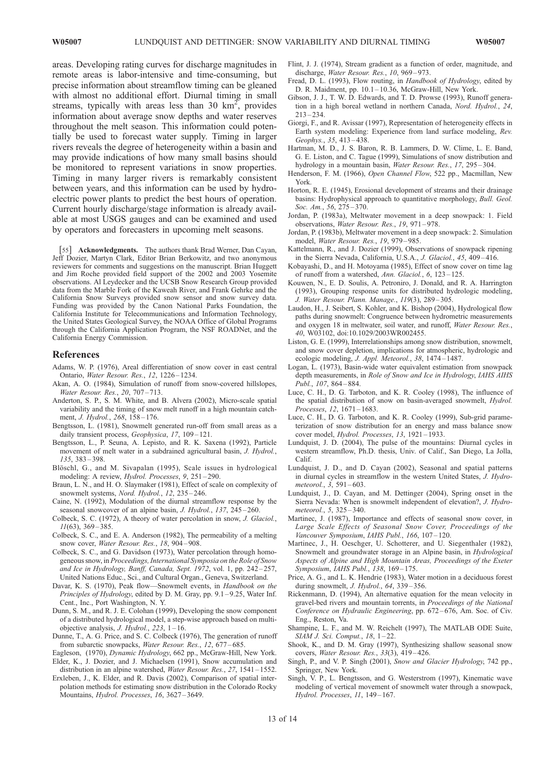areas. Developing rating curves for discharge magnitudes in remote areas is labor-intensive and time-consuming, but precise information about streamflow timing can be gleaned with almost no additional effort. Diurnal timing in small streams, typically with areas less than 30 km$^2$, provides information about average snow depths and water reserves throughout the melt season. This information could potentially be used to forecast water supply. Timing in larger rivers reveals the degree of heterogeneity within a basin and may provide indications of how many small basins should be monitored to represent variations in snow properties. Timing in many larger rivers is remarkably consistent between years, and this information can be used by hydroelectric power plants to predict the best hours of operation. Current hourly discharge/stage information is already available at most USGS gauges and can be examined and used by operators and forecasters in upcoming melt seasons.

[55] **Acknowledgments.** The authors thank Brad Werner, Dan Cayan, Jeff Dozier, Martyn Clark, Editor Brian Berkowitz, and two anonymous reviewers for comments and suggestions on the manuscript. Brian Huggett and Jim Roche provided field support of the 2002 and 2003 Yosemite observations. Al Leydecker and the UCSB Snow Research Group provided data from the Marble Fork of the Kaweah River, and Frank Gehrke and the California Snow Surveys provided snow sensor and snow survey data. Funding was provided by the Canon National Parks Foundation, the California Institute for Telecommunications and Information Technology, the United States Geological Survey, the NOAA Office of Global Programs through the California Application Program, the NSF ROADNet, and the California Energy Commission.

## References

Adams, W. P. (1976), Areal differentiation of snow cover in east central Ontario, *Water Resour. Res.*, *12*, 1226–1234.

Akan, A. O. (1984), Simulation of runoff from snow-covered hillslopes, *Water Resour. Res.*, *20*, 707–713.

Anderton, S. P., S. M. White, and B. Alvera (2002), Micro-scale spatial variability and the timing of snow melt runoff in a high mountain catchment, *J. Hydrol.*, *268*, 158–176.

Bengtsson, L. (1981), Snowmelt generated run-off from small areas as a daily transient process, *Geophysica*, *17*, 109–121.

Bengtsson, L., P. Seuna, A. Lepisto, and R. K. Saxena (1992), Particle movement of melt water in a subdrained agricultural basin, *J. Hydrol.*, *135*, 383–398.

Blöschl, G., and M. Sivapalan (1995), Scale issues in hydrological modeling: A review, *Hydrol. Processes*, *9*, 251–290.

Braun, L. N., and H. O. Slaymaker (1981), Effect of scale on complexity of snowmelt systems, *Nord. Hydrol.*, *12*, 235–246.

Caine, N. (1992), Modulation of the diurnal streamflow response by the seasonal snowcover of an alpine basin, *J. Hydrol.*, *137*, 245–260.

Colbeck, S. C. (1972), A theory of water percolation in snow, *J. Glaciol.*, *11*(63), 369–385.

Colbeck, S. C., and E. A. Anderson (1982), The permeability of a melting snow cover, *Water Resour. Res.*, *18*, 904–908.

Colbeck, S. C., and G. Davidson (1973), Water percolation through homogeneous snow, in *Proceedings, International Symposia on the Role of Snow and Ice in Hydrology, Banff, Canada, Sept. 1972*, vol. 1, pp. 242–257, United Nations Educ., Sci., and Cultural Organ., Geneva, Switzerland.

Davar, K. S. (1970), Peak flow—Snowmelt events, in *Handbook on the Principles of Hydrology*, edited by D. M. Gray, pp. 9.1–9.25, Water Inf. Cent., Inc., Port Washington, N. Y.

Dunn, S. M., and R. J. E. Colohan (1999), Developing the snow component of a distributed hydrological model, a step-wise approach based on multi-objective analysis, *J. Hydrol.*, *223*, 1–16.

Dunne, T., A. G. Price, and S. C. Colbeck (1976), The generation of runoff from subarctic snowpacks, *Water Resour. Res.*, *12*, 677–685.

Eagleson, (1970), *Dynamic Hydrology*, 662 pp., McGraw-Hill, New York.

Elder, K., J. Dozier, and J. Michaelsen (1991), Snow accumulation and distribution in an alpine watershed, *Water Resour. Res.*, *27*, 1541–1552.

Erxleben, J., K. Elder, and R. Davis (2002), Comparison of spatial interpolation methods for estimating snow distribution in the Colorado Rocky Mountains, *Hydrol. Processes*, *16*, 3627–3649.

Flint, J. J. (1974), Stream gradient as a function of order, magnitude, and discharge, *Water Resour. Res.*, *10*, 969–973.

Fread, D. L. (1993), Flow routing, in *Handbook of Hydrology*, edited by D. R. Maidment, pp. 10.1–10.36, McGraw-Hill, New York.

Gibson, J. J., T. W. D. Edwards, and T. D. Prowse (1993), Runoff generation in a high boreal wetland in northern Canada, *Nord. Hydrol.*, *24*, 213–234.

Giorgi, F., and R. Avissar (1997), Representation of heterogeneity effects in Earth system modeling: Experience from land surface modeling, *Rev. Geophys.*, *35*, 413–438.

Hartman, M. D., J. S. Baron, R. B. Lammers, D. W. Clime, L. E. Band, G. E. Liston, and C. Tague (1999), Simulations of snow distribution and hydrology in a mountain basin, *Water Resour. Res.*, *17*, 295–304.

Henderson, F. M. (1966), *Open Channel Flow*, 522 pp., Macmillan, New York.

Horton, R. E. (1945), Erosional development of streams and their drainage basins: Hydrophysical approach to quantitative morphology, *Bull. Geol. Soc. Am.*, *56*, 275–370.

Jordan, P. (1983a), Meltwater movement in a deep snowpack: 1. Field observations, *Water Resour. Res.*, *19*, 971–978.

Jordan, P. (1983b), Meltwater movement in a deep snowpack: 2. Simulation model, *Water Resour. Res.*, *19*, 979–985.

Kattelmann, R., and J. Dozier (1999), Observations of snowpack ripening in the Sierra Nevada, California, U.S.A., *J. Glaciol.*, *45*, 409–416.

Kobayashi, D., and H. Motoyama (1985), Effect of snow cover on time lag of runoff from a watershed, *Ann. Glaciol.*, *6*, 123–125.

Kouwen, N., E. D. Soulis, A. Petroniro, J. Donald, and R. A. Harrington (1993), Grouping response units for distributed hydrologic modeling, *J. Water Resour. Plann. Manage.*, *119*(3), 289–305.

Laudon, H., J. Seibert, S. Kohler, and K. Bishop (2004), Hydrological flow paths during snowmelt: Congruence between hydrometric measurements and oxygen 18 in meltwater, soil water, and runoff, *Water Resour. Res.*, *40*, W03102, doi:10.1029/2003WR002455.

Liston, G. E. (1999), Interrelationships among snow distribution, snowmelt, and snow cover depletion, implications for atmospheric, hydrologic and ecologic modeling, *J. Appl. Meteorol.*, *38*, 1474–1487.

Logan, L. (1973), Basin-wide water equivalent estimation from snowpack depth measurements, in *Role of Snow and Ice in Hydrology*, *IAHS AIHS Publ.*, *107*, 864–884.

Luce, C. H., D. G. Tarboton, and K. R. Cooley (1998), The influence of the spatial distribution of snow on basin-averaged snowmelt, *Hydrol. Processes*, *12*, 1671–1683.

Luce, C. H., D. G. Tarboton, and K. R. Cooley (1999), Sub-grid parameterization of snow distribution for an energy and mass balance snow cover model, *Hydrol. Processes*, *13*, 1921–1933.

Lundquist, J. D. (2004), The pulse of the mountains: Diurnal cycles in western streamflow, Ph.D. thesis, Univ. of Calif., San Diego, La Jolla, Calif.

Lundquist, J. D., and D. Cayan (2002), Seasonal and spatial patterns in diurnal cycles in streamflow in the western United States, *J. Hydrometeorol.*, *3*, 591–603.

Lundquist, J., D. Cayan, and M. Dettinger (2004), Spring onset in the Sierra Nevada: When is snowmelt independent of elevation?, *J. Hydrometeorol.*, *5*, 325–340.

Martinec, J. (1987), Importance and effects of seasonal snow cover, in *Large Scale Effects of Seasonal Snow Cover, Proceedings of the Vancouver Symposium*, *IAHS Publ.*, *166*, 107–120.

Martinec, J., H. Oeschger, U. Schotterer, and U. Siegenthaler (1982), Snowmelt and groundwater storage in an Alpine basin, in *Hydrological Aspects of Alpine and High Mountain Areas, Proceedings of the Exeter Symposium*, *IAHS Publ.*, *138*, 169–175.

Price, A. G., and L. K. Hendrie (1983), Water motion in a deciduous forest during snowmelt, *J. Hydrol.*, *64*, 339–356.

Rickenmann, D. (1994), An alternative equation for the mean velocity in gravel-bed rivers and mountain torrents, in *Proceedings of the National Conference on Hydraulic Engineering*, pp. 672–676, Am. Soc. of Civ. Eng., Reston, Va.

Shampine, L. F., and M. W. Reichelt (1997), The MATLAB ODE Suite, *SIAM J. Sci. Comput.*, *18*, 1–22.

Shook, K., and D. M. Gray (1997), Synthesizing shallow seasonal snow covers, *Water Resour. Res.*, *33*(3), 419–426.

Singh, P., and V. P. Singh (2001), *Snow and Glacier Hydrology*, 742 pp., Springer, New York.

Singh, V. P., L. Bengtsson, and G. Westerstrom (1997), Kinematic wave modeling of vertical movement of snowmelt water through a snowpack, *Hydrol. Processes*, *11*, 149–167.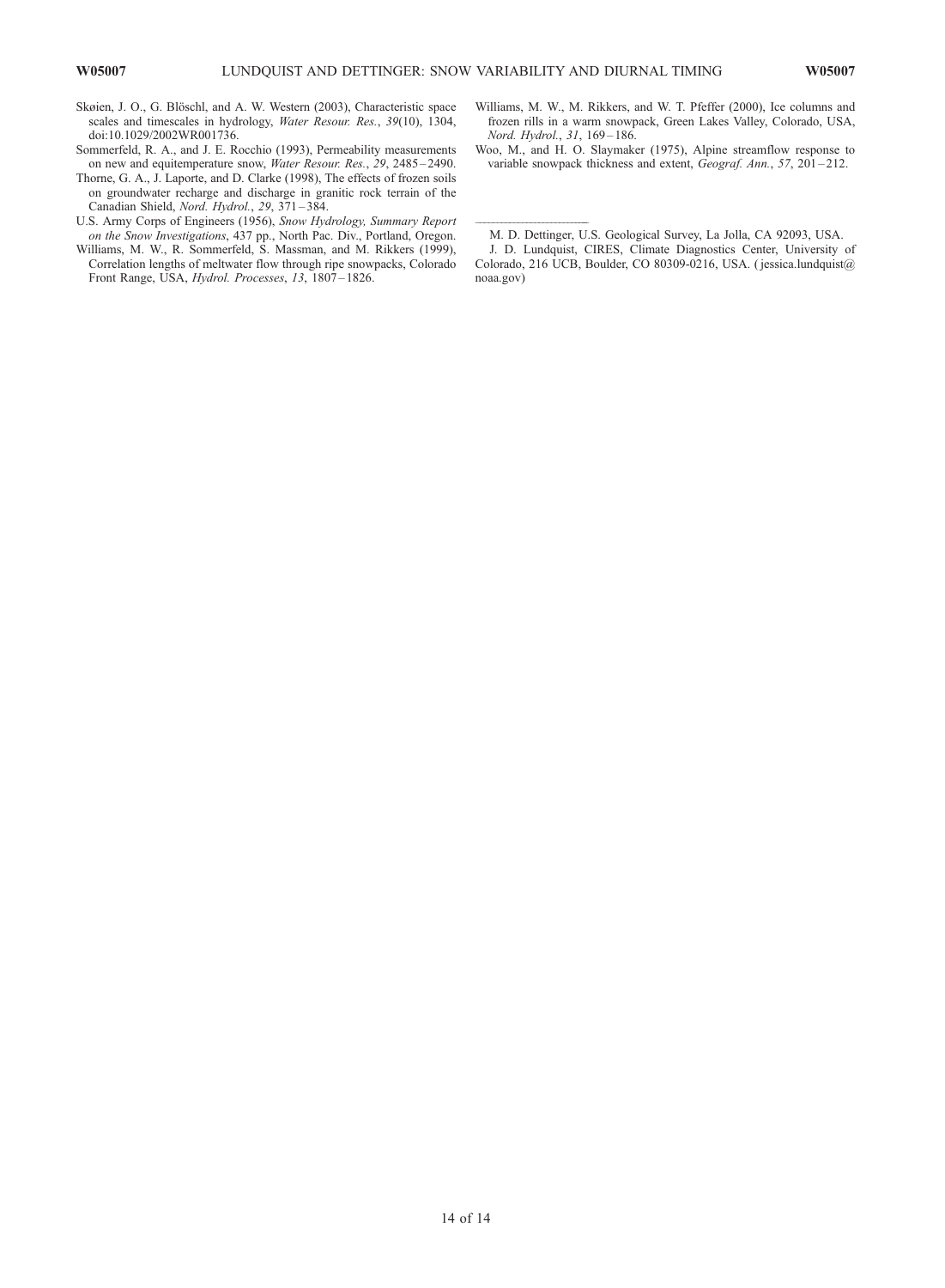Skøien, J. O., G. Blöschl, and A. W. Western (2003), Characteristic space scales and timescales in hydrology, *Water Resour. Res.*, *39*(10), 1304, doi:10.1029/2002WR001736.

Sommerfeld, R. A., and J. E. Rocchio (1993), Permeability measurements on new and equitemperature snow, *Water Resour. Res.*, *29*, 2485–2490.

Thorne, G. A., J. Laporte, and D. Clarke (1998), The effects of frozen soils on groundwater recharge and discharge in granitic rock terrain of the Canadian Shield, *Nord. Hydrol.*, *29*, 371–384.

U.S. Army Corps of Engineers (1956), *Snow Hydrology, Summary Report on the Snow Investigations*, 437 pp., North Pac. Div., Portland, Oregon.

Williams, M. W., R. Sommerfeld, S. Massman, and M. Rikkers (1999), Correlation lengths of meltwater flow through ripe snowpacks, Colorado Front Range, USA, *Hydrol. Processes*, *13*, 1807–1826.

Williams, M. W., M. Rikkers, and W. T. Pfeffer (2000), Ice columns and frozen rills in a warm snowpack, Green Lakes Valley, Colorado, USA, *Nord. Hydrol.*, *31*, 169–186.

Woo, M., and H. O. Slaymaker (1975), Alpine streamflow response to variable snowpack thickness and extent, *Geograf. Ann.*, *57*, 201–212.

---

M. D. Dettinger, U.S. Geological Survey, La Jolla, CA 92093, USA.

J. D. Lundquist, CIRES, Climate Diagnostics Center, University of Colorado, 216 UCB, Boulder, CO 80309-0216, USA. (jessica.lundquist@noaa.gov)